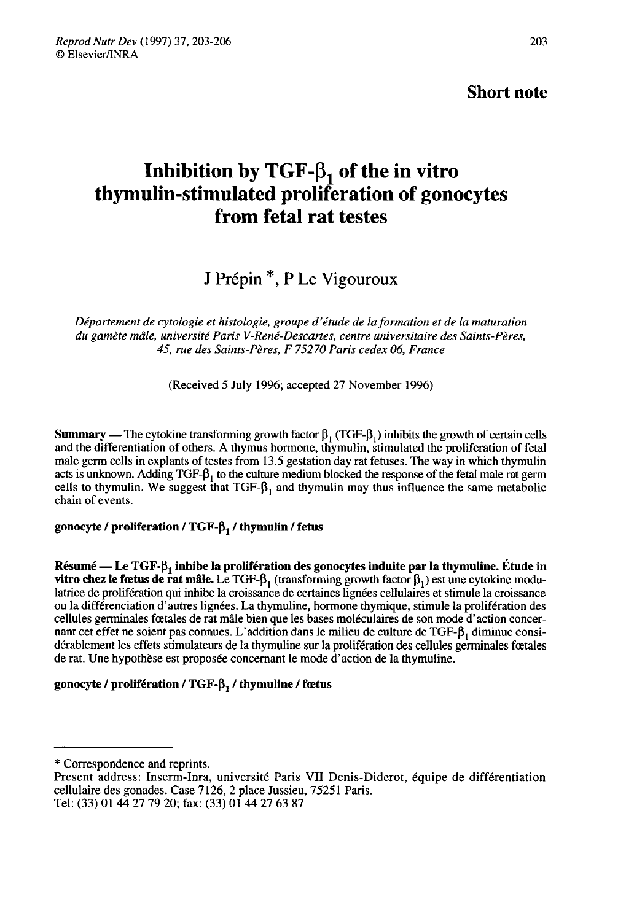**Short note**

# Inhibition by TGF-$\beta_1$ of the in vitro thymulin-stimulated proliferation of gonocytes from fetal rat testes

J Prépin *, P Le Vigouroux

*Département de cytologie et histologie, groupe d'étude de la formation et de la maturation du gamète mâle, université Paris V-René-Descartes, centre universitaire des Saints-Pères, 45, rue des Saints-Pères, F 75270 Paris cedex 06, France*

(Received 5 July 1996; accepted 27 November 1996)

**Summary** — The cytokine transforming growth factor $\beta_1$ (TGF-$\beta_1$) inhibits the growth of certain cells and the differentiation of others. A thymus hormone, thymulin, stimulated the proliferation of fetal male germ cells in explants of testes from 13.5 gestation day rat fetuses. The way in which thymulin acts is unknown. Adding TGF-$\beta_1$ to the culture medium blocked the response of the fetal male rat germ cells to thymulin. We suggest that TGF-$\beta_1$ and thymulin may thus influence the same metabolic chain of events.

**gonocyte / proliferation / TGF-$\beta_1$ / thymulin / fetus**

**Résumé — Le TGF-$\beta_1$ inhibe la prolifération des gonocytes induite par la thymuline. Étude in vitro chez le fœtus de rat mâle.** Le TGF-$\beta_1$ (transforming growth factor $\beta_1$) est une cytokine modulatrice de prolifération qui inhibe la croissance de certaines lignées cellulaires et stimule la croissance ou la différenciation d'autres lignées. La thymuline, hormone thymique, stimule la prolifération des cellules germinales fœtales de rat mâle bien que les bases moléculaires de son mode d'action concernant cet effet ne soient pas connues. L'addition dans le milieu de culture de TGF-$\beta_1$ diminue considérablement les effets stimulateurs de la thymuline sur la prolifération des cellules germinales fœtales de rat. Une hypothèse est proposée concernant le mode d'action de la thymuline.

**gonocyte / prolifération / TGF-$\beta_1$ / thymuline / fœtus**

---

\* Correspondence and reprints.
Present address: Inserm-Inra, université Paris VII Denis-Diderot, équipe de différentiation cellulaire des gonades. Case 7126, 2 place Jussieu, 75251 Paris.
Tel: (33) 01 44 27 79 20; fax: (33) 01 44 27 63 87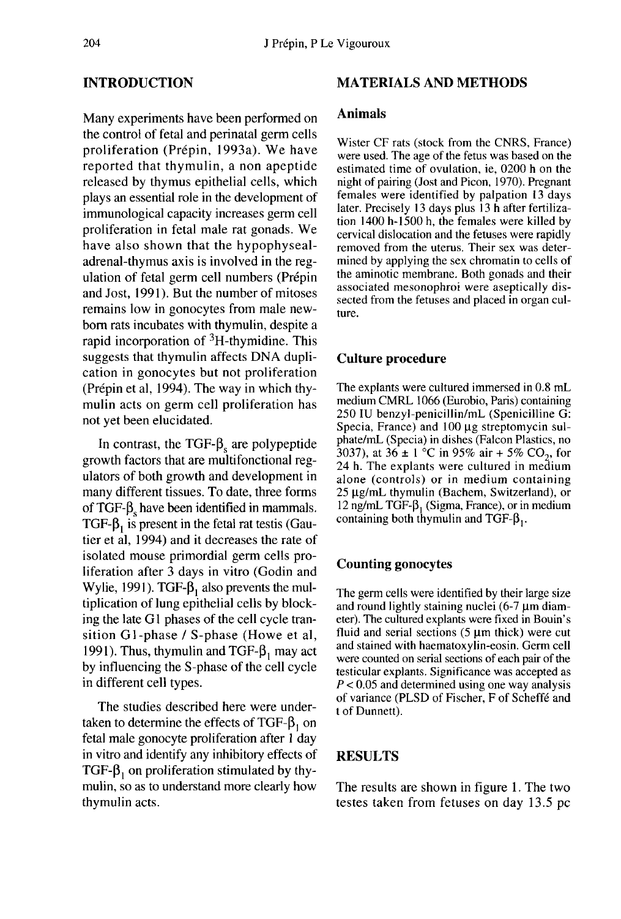## INTRODUCTION

Many experiments have been performed on the control of fetal and perinatal germ cells proliferation (Prépin, 1993a). We have reported that thymulin, a non apeptide released by thymus epithelial cells, which plays an essential role in the development of immunological capacity increases germ cell proliferation in fetal male rat gonads. We have also shown that the hypophyseal-adrenal-thymus axis is involved in the regulation of fetal germ cell numbers (Prépin and Jost, 1991). But the number of mitoses remains low in gonocytes from male newborn rats incubates with thymulin, despite a rapid incorporation of $^3$H-thymidine. This suggests that thymulin affects DNA duplication in gonocytes but not proliferation (Prépin et al, 1994). The way in which thymulin acts on germ cell proliferation has not yet been elucidated.

In contrast, the TGF-$\beta_s$ are polypeptide growth factors that are multifonctional regulators of both growth and development in many different tissues. To date, three forms of TGF-$\beta_s$ have been identified in mammals. TGF-$\beta_1$ is present in the fetal rat testis (Gautier et al, 1994) and it decreases the rate of isolated mouse primordial germ cells proliferation after 3 days in vitro (Godin and Wylie, 1991). TGF-$\beta_1$ also prevents the multiplication of lung epithelial cells by blocking the late G1 phases of the cell cycle transition G1-phase / S-phase (Howe et al, 1991). Thus, thymulin and TGF-$\beta_1$ may act by influencing the S-phase of the cell cycle in different cell types.

The studies described here were undertaken to determine the effects of TGF-$\beta_1$ on fetal male gonocyte proliferation after 1 day in vitro and identify any inhibitory effects of TGF-$\beta_1$ on proliferation stimulated by thymulin, so as to understand more clearly how thymulin acts.

## MATERIALS AND METHODS

### Animals

Wister CF rats (stock from the CNRS, France) were used. The age of the fetus was based on the estimated time of ovulation, ie, 0200 h on the night of pairing (Jost and Picon, 1970). Pregnant females were identified by palpation 13 days later. Precisely 13 days plus 13 h after fertilization 1400 h-1500 h, the females were killed by cervical dislocation and the fetuses were rapidly removed from the uterus. Their sex was determined by applying the sex chromatin to cells of the aminotic membrane. Both gonads and their associated mesonophroi were aseptically dissected from the fetuses and placed in organ culture.

### Culture procedure

The explants were cultured immersed in 0.8 mL medium CMRL 1066 (Eurobio, Paris) containing 250 IU benzyl-penicillin/mL (Spenicilline G: Specia, France) and 100 µg streptomycin sulphate/mL (Specia) in dishes (Falcon Plastics, no 3037), at 36 ± 1 °C in 95% air + 5% $CO_2$, for 24 h. The explants were cultured in medium alone (controls) or in medium containing 25 µg/mL thymulin (Bachem, Switzerland), or 12 ng/mL TGF-$\beta_1$ (Sigma, France), or in medium containing both thymulin and TGF-$\beta_1$.

### Counting gonocytes

The germ cells were identified by their large size and round lightly staining nuclei (6-7 µm diameter). The cultured explants were fixed in Bouin's fluid and serial sections (5 µm thick) were cut and stained with haematoxylin-eosin. Germ cell were counted on serial sections of each pair of the testicular explants. Significance was accepted as $P < 0.05$ and determined using one way analysis of variance (PLSD of Fischer, F of Scheffé and t of Dunnett).

## RESULTS

The results are shown in figure 1. The two testes taken from fetuses on day 13.5 pc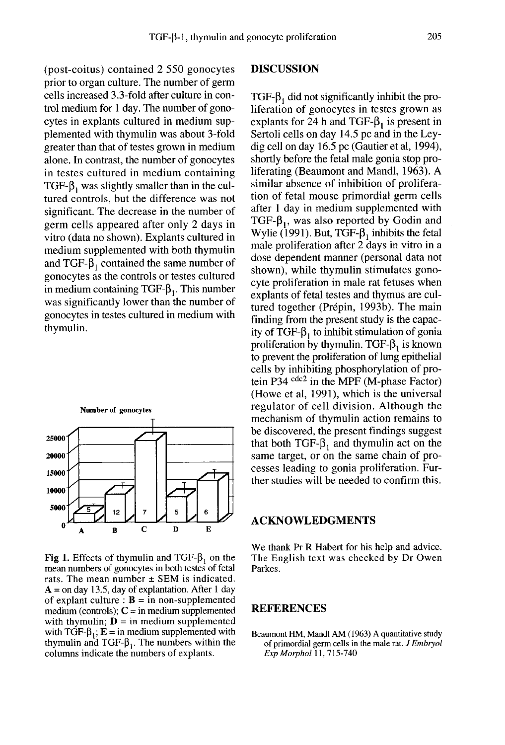(post-coitus) contained 2 550 gonocytes prior to organ culture. The number of germ cells increased 3.3-fold after culture in control medium for 1 day. The number of gonocytes in explants cultured in medium supplemented with thymulin was about 3-fold greater than that of testes grown in medium alone. In contrast, the number of gonocytes in testes cultured in medium containing TGF-$\beta_1$ was slightly smaller than in the cultured controls, but the difference was not significant. The decrease in the number of germ cells appeared after only 2 days in vitro (data no shown). Explants cultured in medium supplemented with both thymulin and TGF-$\beta_1$ contained the same number of gonocytes as the controls or testes cultured in medium containing TGF-$\beta_1$. This number was significantly lower than the number of gonocytes in testes cultured in medium with thymulin.

Fig 1. Effects of thymulin and TGF-$\beta_1$ on the mean numbers of gonocytes in both testes of fetal rats. The mean number ± SEM is indicated. **A** = on day 13.5, day of explantation. After 1 day of explant culture : **B** = in non-supplemented medium (controls); **C** = in medium supplemented with thymulin; **D** = in medium supplemented with TGF-$\beta_1$; **E** = in medium supplemented with thymulin and TGF-$\beta_1$. The numbers within the columns indicate the numbers of explants.

## DISCUSSION

TGF-$\beta_1$ did not significantly inhibit the proliferation of gonocytes in testes grown as explants for 24 h and TGF-$\beta_1$ is present in Sertoli cells on day 14.5 pc and in the Leydig cell on day 16.5 pc (Gautier et al, 1994), shortly before the fetal male gonia stop proliferating (Beaumont and Mandl, 1963). A similar absence of inhibition of proliferation of fetal mouse primordial germ cells after 1 day in medium supplemented with TGF-$\beta_1$, was also reported by Godin and Wylie (1991). But, TGF-$\beta_1$ inhibits the fetal male proliferation after 2 days in vitro in a dose dependent manner (personal data not shown), while thymulin stimulates gonocyte proliferation in male rat fetuses when explants of fetal testes and thymus are cultured together (Prépin, 1993b). The main finding from the present study is the capacity of TGF-$\beta_1$ to inhibit stimulation of gonia proliferation by thymulin. TGF-$\beta_1$ is known to prevent the proliferation of lung epithelial cells by inhibiting phosphorylation of protein P34 $^{cdc2}$ in the MPF (M-phase Factor) (Howe et al, 1991), which is the universal regulator of cell division. Although the mechanism of thymulin action remains to be discovered, the present findings suggest that both TGF-$\beta_1$ and thymulin act on the same target, or on the same chain of processes leading to gonia proliferation. Further studies will be needed to confirm this.

## ACKNOWLEDGMENTS

We thank Pr R Habert for his help and advice. The English text was checked by Dr Owen Parkes.

## REFERENCES

Beaumont HM, Mandl AM (1963) A quantitative study of primordial germ cells in the male rat. *J Embryol Exp Morphol* 11, 715-740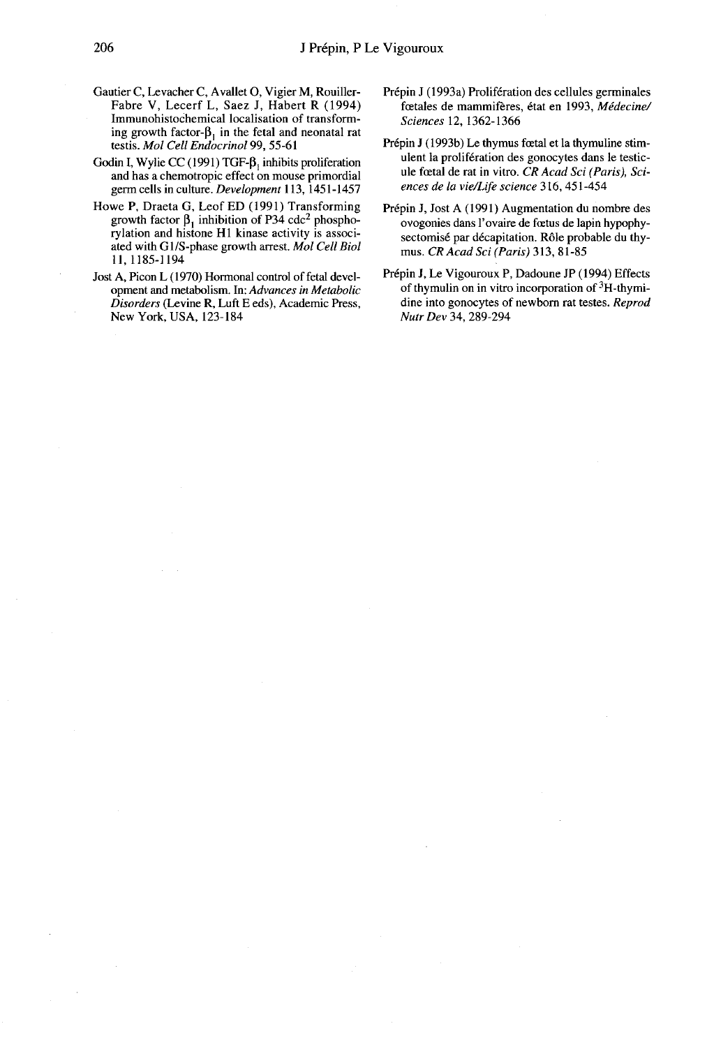Gautier C, Levacher C, Avallet O, Vigier M, Rouiller-Fabre V, Lecerf L, Saez J, Habert R (1994) Immunohistochemical localisation of transforming growth factor-$\beta_1$ in the fetal and neonatal rat testis. *Mol Cell Endocrinol* 99, 55-61

Godin I, Wylie CC (1991) TGF-$\beta_1$ inhibits proliferation and has a chemotropic effect on mouse primordial germ cells in culture. *Development* 113, 1451-1457

Howe P, Draeta G, Leof ED (1991) Transforming growth factor $\beta_1$ inhibition of P34 cdc$^2$ phosphorylation and histone H1 kinase activity is associated with G1/S-phase growth arrest. *Mol Cell Biol* 11, 1185-1194

Jost A, Picon L (1970) Hormonal control of fetal development and metabolism. In: *Advances in Metabolic Disorders* (Levine R, Luft E eds), Academic Press, New York, USA, 123-184

Prépin J (1993a) Prolifération des cellules germinales fœtales de mammifères, état en 1993, *Médecine/Sciences* 12, 1362-1366

Prépin J (1993b) Le thymus fœtal et la thymuline stimulent la prolifération des gonocytes dans le testicule fœtal de rat in vitro. *CR Acad Sci (Paris), Sciences de la vie/Life science* 316, 451-454

Prépin J, Jost A (1991) Augmentation du nombre des ovogonies dans l'ovaire de fœtus de lapin hypophysectomisé par décapitation. Rôle probable du thymus. *CR Acad Sci (Paris)* 313, 81-85

Prépin J, Le Vigouroux P, Dadoune JP (1994) Effects of thymulin on in vitro incorporation of $^3$H-thymidine into gonocytes of newborn rat testes. *Reprod Nutr Dev* 34, 289-294